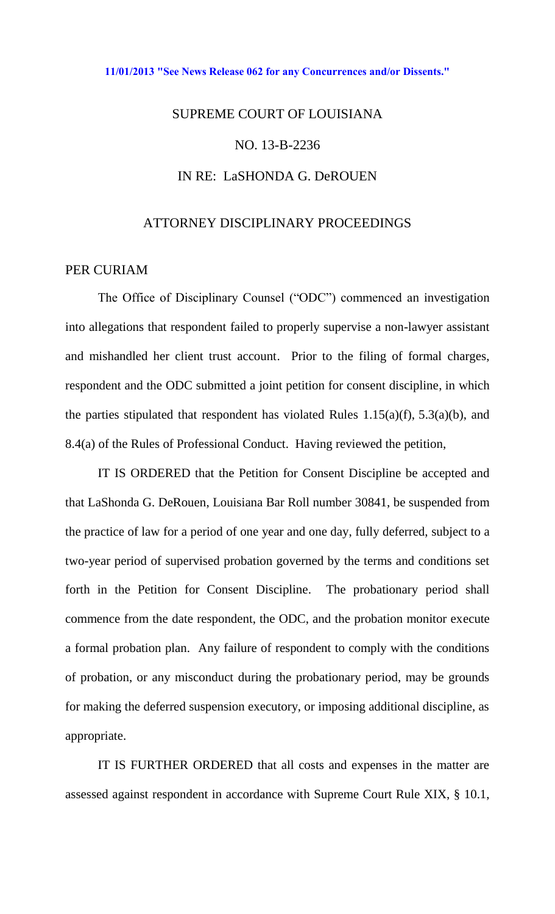11/01/2013 "See News Release 062 for any Concurrences and/or Dissents."

# SUPREME COURT OF LOUISIANA

## NO. 13-B-2236

## IN RE: LaSHONDA G. DeROUEN

## ATTORNEY DISCIPLINARY PROCEEDINGS

PER CURIAM

The Office of Disciplinary Counsel ("ODC") commenced an investigation into allegations that respondent failed to properly supervise a non-lawyer assistant and mishandled her client trust account. Prior to the filing of formal charges, respondent and the ODC submitted a joint petition for consent discipline, in which the parties stipulated that respondent has violated Rules 1.15(a)(f), 5.3(a)(b), and 8.4(a) of the Rules of Professional Conduct. Having reviewed the petition,

IT IS ORDERED that the Petition for Consent Discipline be accepted and that LaShonda G. DeRouen, Louisiana Bar Roll number 30841, be suspended from the practice of law for a period of one year and one day, fully deferred, subject to a two-year period of supervised probation governed by the terms and conditions set forth in the Petition for Consent Discipline. The probationary period shall commence from the date respondent, the ODC, and the probation monitor execute a formal probation plan. Any failure of respondent to comply with the conditions of probation, or any misconduct during the probationary period, may be grounds for making the deferred suspension executory, or imposing additional discipline, as appropriate.

IT IS FURTHER ORDERED that all costs and expenses in the matter are assessed against respondent in accordance with Supreme Court Rule XIX, § 10.1,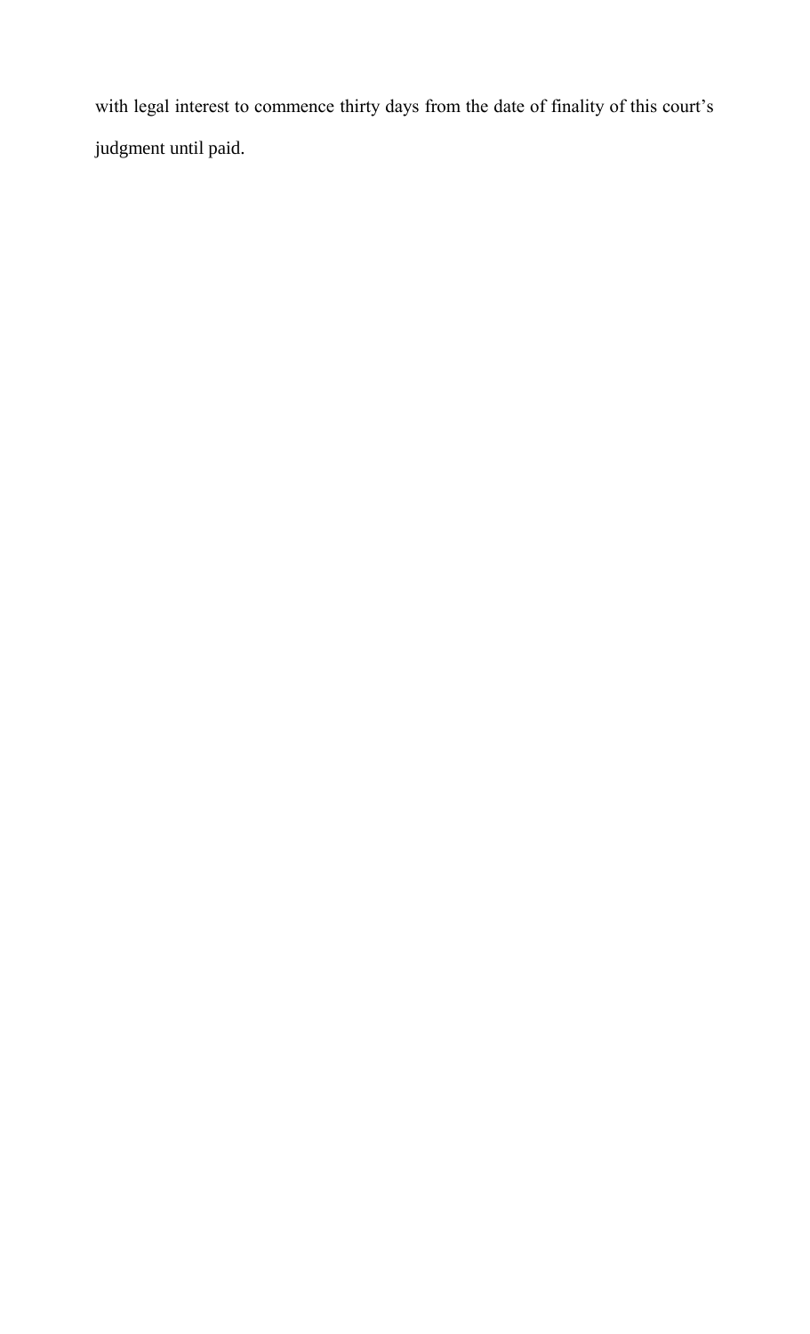with legal interest to commence thirty days from the date of finality of this court's judgment until paid.